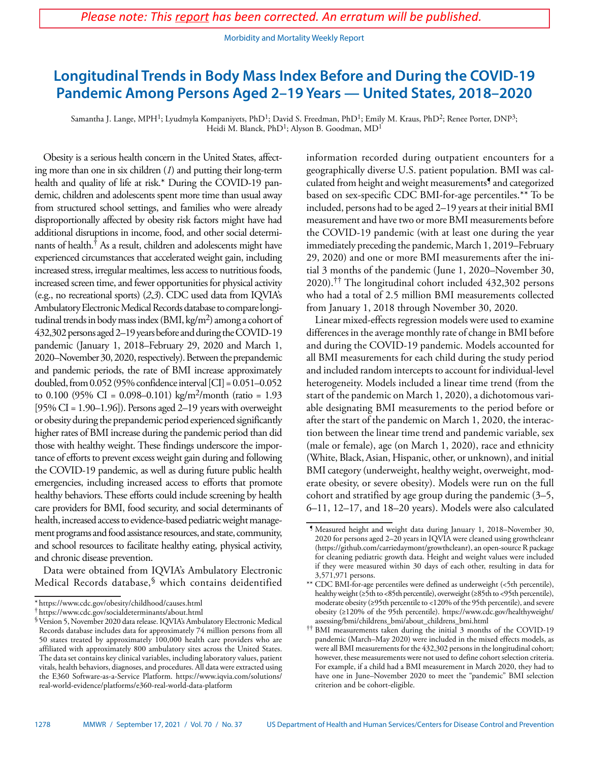*Please note: This report has been corrected. An erratum will be published.*

# Longitudinal Trends in Body Mass Index Before and During the COVID-19 Pandemic Among Persons Aged 2–19 Years — United States, 2018–2020

Samantha J. Lange, MPH[1]; Lyudmyla Kompaniyets, PhD[1]; David S. Freedman, PhD[1]; Emily M. Kraus, PhD[2]; Renee Porter, DNP[3]; Heidi M. Blanck, PhD[1]; Alyson B. Goodman, MD[1]

Obesity is a serious health concern in the United States, affecting more than one in six children (*1*) and putting their long-term health and quality of life at risk.* During the COVID-19 pandemic, children and adolescents spent more time than usual away from structured school settings, and families who were already disproportionally affected by obesity risk factors might have had additional disruptions in income, food, and other social determinants of health.[†] As a result, children and adolescents might have experienced circumstances that accelerated weight gain, including increased stress, irregular mealtimes, less access to nutritious foods, increased screen time, and fewer opportunities for physical activity (e.g., no recreational sports) (*2*,*3*). CDC used data from IQVIA's Ambulatory Electronic Medical Records database to compare longitudinal trends in body mass index (BMI, kg/m$^2$) among a cohort of 432,302 persons aged 2–19 years before and during the COVID-19 pandemic (January 1, 2018–February 29, 2020 and March 1, 2020–November 30, 2020, respectively). Between the prepandemic and pandemic periods, the rate of BMI increase approximately doubled, from 0.052 (95% confidence interval [CI] = 0.051–0.052 to 0.100 (95% CI = 0.098–0.101) kg/m$^2$/month (ratio = 1.93 [95% CI = 1.90–1.96]). Persons aged 2–19 years with overweight or obesity during the prepandemic period experienced significantly higher rates of BMI increase during the pandemic period than did those with healthy weight. These findings underscore the importance of efforts to prevent excess weight gain during and following the COVID-19 pandemic, as well as during future public health emergencies, including increased access to efforts that promote healthy behaviors. These efforts could include screening by health care providers for BMI, food security, and social determinants of health, increased access to evidence-based pediatric weight management programs and food assistance resources, and state, community, and school resources to facilitate healthy eating, physical activity, and chronic disease prevention.

Data were obtained from IQVIA's Ambulatory Electronic Medical Records database,[§] which contains deidentified information recorded during outpatient encounters for a geographically diverse U.S. patient population. BMI was calculated from height and weight measurements[¶] and categorized based on sex-specific CDC BMI-for-age percentiles.** To be included, persons had to be aged 2–19 years at their initial BMI measurement and have two or more BMI measurements before the COVID-19 pandemic (with at least one during the year immediately preceding the pandemic, March 1, 2019–February 29, 2020) and one or more BMI measurements after the initial 3 months of the pandemic (June 1, 2020–November 30, 2020).[††] The longitudinal cohort included 432,302 persons who had a total of 2.5 million BMI measurements collected from January 1, 2018 through November 30, 2020.

Linear mixed-effects regression models were used to examine differences in the average monthly rate of change in BMI before and during the COVID-19 pandemic. Models accounted for all BMI measurements for each child during the study period and included random intercepts to account for individual-level heterogeneity. Models included a linear time trend (from the start of the pandemic on March 1, 2020), a dichotomous variable designating BMI measurements to the period before or after the start of the pandemic on March 1, 2020, the interaction between the linear time trend and pandemic variable, sex (male or female), age (on March 1, 2020), race and ethnicity (White, Black, Asian, Hispanic, other, or unknown), and initial BMI category (underweight, healthy weight, overweight, moderate obesity, or severe obesity). Models were run on the full cohort and stratified by age group during the pandemic (3–5, 6–11, 12–17, and 18–20 years). Models were also calculated

---

\* https://www.cdc.gov/obesity/childhood/causes.html

† https://www.cdc.gov/socialdeterminants/about.html

§ Version 5, November 2020 data release. IQVIA's Ambulatory Electronic Medical Records database includes data for approximately 74 million persons from all 50 states treated by approximately 100,000 health care providers who are affiliated with approximately 800 ambulatory sites across the United States. The data set contains key clinical variables, including laboratory values, patient vitals, health behaviors, diagnoses, and procedures. All data were extracted using the E360 Software-as-a-Service Platform. https://www.iqvia.com/solutions/real-world-evidence/platforms/e360-real-world-data-platform

¶ Measured height and weight data during January 1, 2018–November 30, 2020 for persons aged 2–20 years in IQVIA were cleaned using growthcleanr (https://github.com/carriedaymont/growthcleanr), an open-source R package for cleaning pediatric growth data. Height and weight values were included if they were measured within 30 days of each other, resulting in data for 3,571,971 persons.

\** CDC BMI-for-age percentiles were defined as underweight (<5th percentile), healthy weight (≥5th to <85th percentile), overweight (≥85th to <95th percentile), moderate obesity (≥95th percentile to <120% of the 95th percentile), and severe obesity (≥120% of the 95th percentile). https://www.cdc.gov/healthyweight/assessing/bmi/childrens_bmi/about_childrens_bmi.html

†† BMI measurements taken during the initial 3 months of the COVID-19 pandemic (March–May 2020) were included in the mixed effects models, as were all BMI measurements for the 432,302 persons in the longitudinal cohort; however, these measurements were not used to define cohort selection criteria. For example, if a child had a BMI measurement in March 2020, they had to have one in June–November 2020 to meet the "pandemic" BMI selection criterion and be cohort-eligible.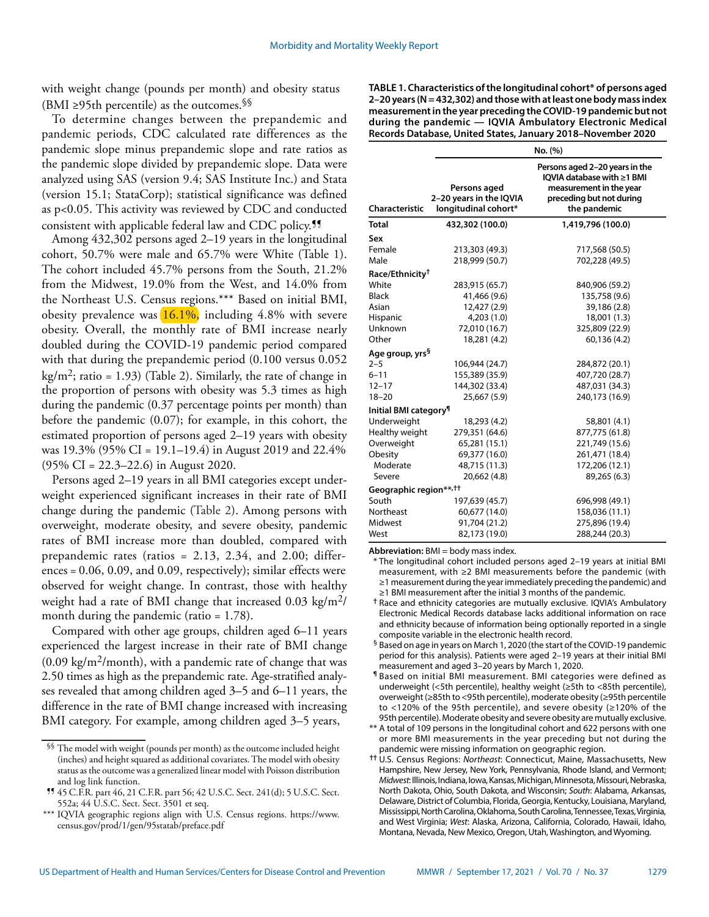with weight change (pounds per month) and obesity status (BMI ≥95th percentile) as the outcomes.[§§]

To determine changes between the prepandemic and pandemic periods, CDC calculated rate differences as the pandemic slope minus prepandemic slope and rate ratios as the pandemic slope divided by prepandemic slope. Data were analyzed using SAS (version 9.4; SAS Institute Inc.) and Stata (version 15.1; StataCorp); statistical significance was defined as $p<0.05$. This activity was reviewed by CDC and conducted consistent with applicable federal law and CDC policy.[¶¶]

Among 432,302 persons aged 2–19 years in the longitudinal cohort, 50.7% were male and 65.7% were White (Table 1). The cohort included 45.7% persons from the South, 21.2% from the Midwest, 19.0% from the West, and 14.0% from the Northeast U.S. Census regions.[***] Based on initial BMI, obesity prevalence was 16.1%, including 4.8% with severe obesity. Overall, the monthly rate of BMI increase nearly doubled during the COVID-19 pandemic period compared with that during the prepandemic period (0.100 versus 0.052 $kg/m^2$; ratio = 1.93) (Table 2). Similarly, the rate of change in the proportion of persons with obesity was 5.3 times as high during the pandemic (0.37 percentage points per month) than before the pandemic (0.07); for example, in this cohort, the estimated proportion of persons aged 2–19 years with obesity was 19.3% (95% CI = 19.1–19.4) in August 2019 and 22.4% (95% CI = 22.3–22.6) in August 2020.

Persons aged 2–19 years in all BMI categories except underweight experienced significant increases in their rate of BMI change during the pandemic (Table 2). Among persons with overweight, moderate obesity, and severe obesity, pandemic rates of BMI increase more than doubled, compared with prepandemic rates (ratios = 2.13, 2.34, and 2.00; differences = 0.06, 0.09, and 0.09, respectively); similar effects were observed for weight change. In contrast, those with healthy weight had a rate of BMI change that increased 0.03 $kg/m^2$/month during the pandemic (ratio = 1.78).

Compared with other age groups, children aged 6–11 years experienced the largest increase in their rate of BMI change (0.09 $kg/m^2$/month), with a pandemic rate of change that was 2.50 times as high as the prepandemic rate. Age-stratified analyses revealed that among children aged 3–5 and 6–11 years, the difference in the rate of BMI change increased with increasing BMI category. For example, among children aged 3–5 years,

**TABLE 1. Characteristics of the longitudinal cohort* of persons aged 2–20 years (N = 432,302) and those with at least one body mass index measurement in the year preceding the COVID-19 pandemic but not during the pandemic — IQVIA Ambulatory Electronic Medical Records Database, United States, January 2018–November 2020**

| Characteristic | No. (%) | |
|---|---|---|
| | Persons aged 2–20 years in the IQVIA longitudinal cohort* | Persons aged 2–20 years in the IQVIA database with ≥1 BMI measurement in the year preceding but not during the pandemic |
| **Total** | **432,302 (100.0)** | **1,419,796 (100.0)** |
| **Sex** | | |
| Female | 213,303 (49.3) | 717,568 (50.5) |
| Male | 218,999 (50.7) | 702,228 (49.5) |
| **Race/Ethnicity†** | | |
| White | 283,915 (65.7) | 840,906 (59.2) |
| Black | 41,466 (9.6) | 135,758 (9.6) |
| Asian | 12,427 (2.9) | 39,186 (2.8) |
| Hispanic | 4,203 (1.0) | 18,001 (1.3) |
| Unknown | 72,010 (16.7) | 325,809 (22.9) |
| Other | 18,281 (4.2) | 60,136 (4.2) |
| **Age group, yrs§** | | |
| 2–5 | 106,944 (24.7) | 284,872 (20.1) |
| 6–11 | 155,389 (35.9) | 407,720 (28.7) |
| 12–17 | 144,302 (33.4) | 487,031 (34.3) |
| 18–20 | 25,667 (5.9) | 240,173 (16.9) |
| **Initial BMI category¶** | | |
| Underweight | 18,293 (4.2) | 58,801 (4.1) |
| Healthy weight | 279,351 (64.6) | 877,775 (61.8) |
| Overweight | 65,281 (15.1) | 221,749 (15.6) |
| Obesity | 69,377 (16.0) | 261,471 (18.4) |
| Moderate | 48,715 (11.3) | 172,206 (12.1) |
| Severe | 20,662 (4.8) | 89,265 (6.3) |
| **Geographic region**,††** | | |
| South | 197,639 (45.7) | 696,998 (49.1) |
| Northeast | 60,677 (14.0) | 158,036 (11.1) |
| Midwest | 91,704 (21.2) | 275,896 (19.4) |
| West | 82,173 (19.0) | 288,244 (20.3) |

**Abbreviation:** BMI = body mass index.

\* The longitudinal cohort included persons aged 2–19 years at initial BMI measurement, with ≥2 BMI measurements before the pandemic (with ≥1 measurement during the year immediately preceding the pandemic) and ≥1 BMI measurement after the initial 3 months of the pandemic.

† Race and ethnicity categories are mutually exclusive. IQVIA's Ambulatory Electronic Medical Records database lacks additional information on race and ethnicity because of information being optionally reported in a single composite variable in the electronic health record.

§ Based on age in years on March 1, 2020 (the start of the COVID-19 pandemic period for this analysis). Patients were aged 2–19 years at their initial BMI measurement and aged 3–20 years by March 1, 2020.

¶ Based on initial BMI measurement. BMI categories were defined as underweight (<5th percentile), healthy weight (≥5th to <85th percentile), overweight (≥85th to <95th percentile), moderate obesity (≥95th percentile to <120% of the 95th percentile), and severe obesity (≥120% of the 95th percentile). Moderate obesity and severe obesity are mutually exclusive.

\*\* A total of 109 persons in the longitudinal cohort and 622 persons with one or more BMI measurements in the year preceding but not during the pandemic were missing information on geographic region.

†† U.S. Census Regions: *Northeast*: Connecticut, Maine, Massachusetts, New Hampshire, New Jersey, New York, Pennsylvania, Rhode Island, and Vermont; *Midwest*: Illinois, Indiana, Iowa, Kansas, Michigan, Minnesota, Missouri, Nebraska, North Dakota, Ohio, South Dakota, and Wisconsin; *South*: Alabama, Arkansas, Delaware, District of Columbia, Florida, Georgia, Kentucky, Louisiana, Maryland, Mississippi, North Carolina, Oklahoma, South Carolina, Tennessee, Texas, Virginia, and West Virginia; *West*: Alaska, Arizona, California, Colorado, Hawaii, Idaho, Montana, Nevada, New Mexico, Oregon, Utah, Washington, and Wyoming.

---

§§ The model with weight (pounds per month) as the outcome included height (inches) and height squared as additional covariates. The model with obesity status as the outcome was a generalized linear model with Poisson distribution and log link function.

¶¶ 45 C.F.R. part 46, 21 C.F.R. part 56; 42 U.S.C. Sect. 241(d); 5 U.S.C. Sect. 552a; 44 U.S.C. Sect. Sect. 3501 et seq.

\*\*\* IQVIA geographic regions align with U.S. Census regions. https://www.census.gov/prod/1/gen/95statab/preface.pdf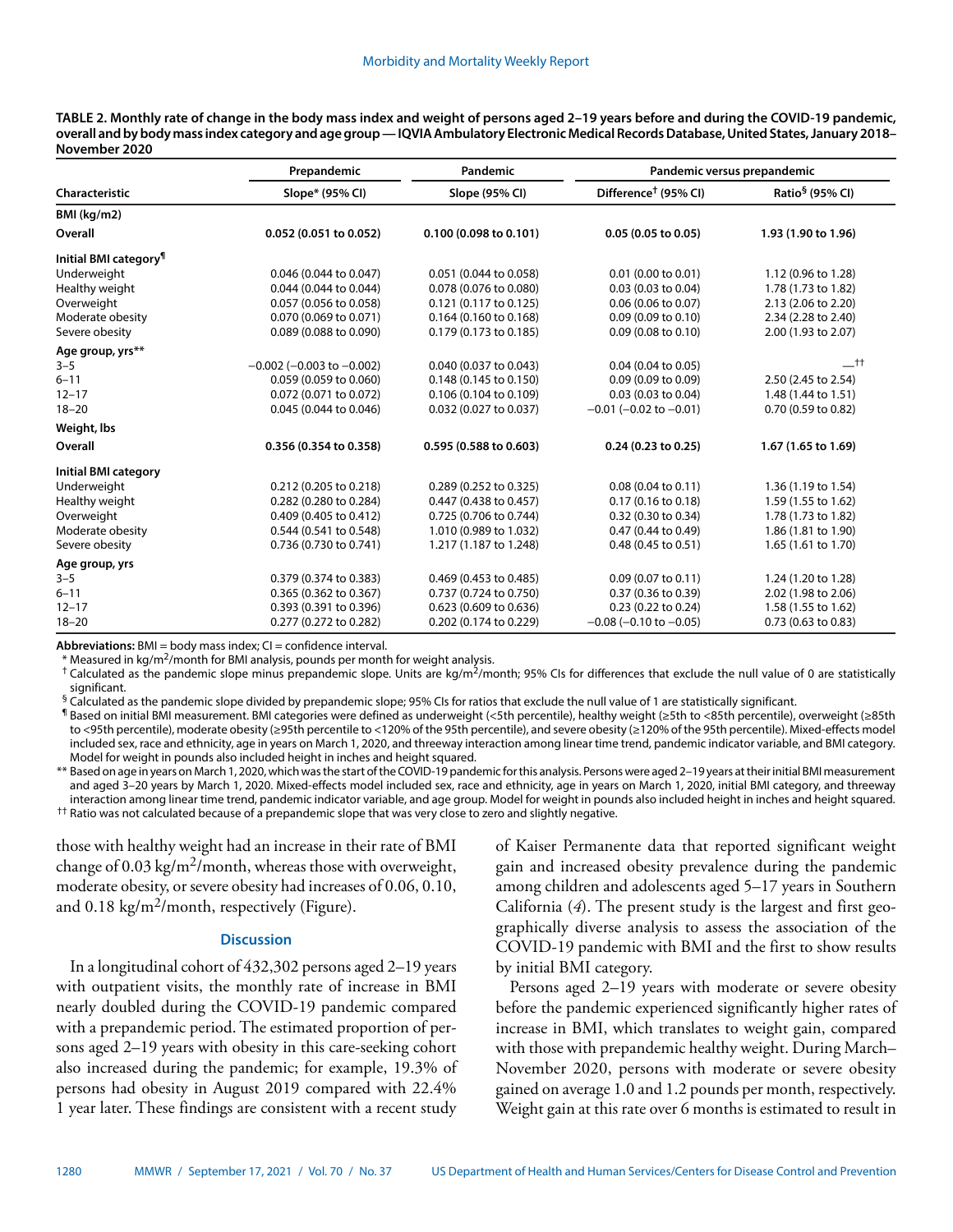**TABLE 2. Monthly rate of change in the body mass index and weight of persons aged 2–19 years before and during the COVID-19 pandemic, overall and by body mass index category and age group — IQVIA Ambulatory Electronic Medical Records Database, United States, January 2018–November 2020**

| Characteristic | Prepandemic | Pandemic | Pandemic versus prepandemic | |
|---|---|---|---|---|
| | Slope* (95% CI) | Slope (95% CI) | Difference† (95% CI) | Ratio§ (95% CI) |
| **BMI (kg/m2)** | | | | |
| **Overall** | **0.052 (0.051 to 0.052)** | **0.100 (0.098 to 0.101)** | **0.05 (0.05 to 0.05)** | **1.93 (1.90 to 1.96)** |
| **Initial BMI category¶** | | | | |
| Underweight | 0.046 (0.044 to 0.047) | 0.051 (0.044 to 0.058) | 0.01 (0.00 to 0.01) | 1.12 (0.96 to 1.28) |
| Healthy weight | 0.044 (0.044 to 0.044) | 0.078 (0.076 to 0.080) | 0.03 (0.03 to 0.04) | 1.78 (1.73 to 1.82) |
| Overweight | 0.057 (0.056 to 0.058) | 0.121 (0.117 to 0.125) | 0.06 (0.06 to 0.07) | 2.13 (2.06 to 2.20) |
| Moderate obesity | 0.070 (0.069 to 0.071) | 0.164 (0.160 to 0.168) | 0.09 (0.09 to 0.10) | 2.34 (2.28 to 2.40) |
| Severe obesity | 0.089 (0.088 to 0.090) | 0.179 (0.173 to 0.185) | 0.09 (0.08 to 0.10) | 2.00 (1.93 to 2.07) |
| **Age group, yrs**** | | | | |
| 3–5 | −0.002 (−0.003 to −0.002) | 0.040 (0.037 to 0.043) | 0.04 (0.04 to 0.05) | —†† |
| 6–11 | 0.059 (0.059 to 0.060) | 0.148 (0.145 to 0.150) | 0.09 (0.09 to 0.09) | 2.50 (2.45 to 2.54) |
| 12–17 | 0.072 (0.071 to 0.072) | 0.106 (0.104 to 0.109) | 0.03 (0.03 to 0.04) | 1.48 (1.44 to 1.51) |
| 18–20 | 0.045 (0.044 to 0.046) | 0.032 (0.027 to 0.037) | −0.01 (−0.02 to −0.01) | 0.70 (0.59 to 0.82) |
| **Weight, lbs** | | | | |
| **Overall** | **0.356 (0.354 to 0.358)** | **0.595 (0.588 to 0.603)** | **0.24 (0.23 to 0.25)** | **1.67 (1.65 to 1.69)** |
| **Initial BMI category** | | | | |
| Underweight | 0.212 (0.205 to 0.218) | 0.289 (0.252 to 0.325) | 0.08 (0.04 to 0.11) | 1.36 (1.19 to 1.54) |
| Healthy weight | 0.282 (0.280 to 0.284) | 0.447 (0.438 to 0.457) | 0.17 (0.16 to 0.18) | 1.59 (1.55 to 1.62) |
| Overweight | 0.409 (0.405 to 0.412) | 0.725 (0.706 to 0.744) | 0.32 (0.30 to 0.34) | 1.78 (1.73 to 1.82) |
| Moderate obesity | 0.544 (0.541 to 0.548) | 1.010 (0.989 to 1.032) | 0.47 (0.44 to 0.49) | 1.86 (1.81 to 1.90) |
| Severe obesity | 0.736 (0.730 to 0.741) | 1.217 (1.187 to 1.248) | 0.48 (0.45 to 0.51) | 1.65 (1.61 to 1.70) |
| **Age group, yrs** | | | | |
| 3–5 | 0.379 (0.374 to 0.383) | 0.469 (0.453 to 0.485) | 0.09 (0.07 to 0.11) | 1.24 (1.20 to 1.28) |
| 6–11 | 0.365 (0.362 to 0.367) | 0.737 (0.724 to 0.750) | 0.37 (0.36 to 0.39) | 2.02 (1.98 to 2.06) |
| 12–17 | 0.393 (0.391 to 0.396) | 0.623 (0.609 to 0.636) | 0.23 (0.22 to 0.24) | 1.58 (1.55 to 1.62) |
| 18–20 | 0.277 (0.272 to 0.282) | 0.202 (0.174 to 0.229) | −0.08 (−0.10 to −0.05) | 0.73 (0.63 to 0.83) |

**Abbreviations:** BMI = body mass index; CI = confidence interval.

\* Measured in kg/m$^2$/month for BMI analysis, pounds per month for weight analysis.

† Calculated as the pandemic slope minus prepandemic slope. Units are kg/m$^2$/month; 95% CIs for differences that exclude the null value of 0 are statistically significant.

§ Calculated as the pandemic slope divided by prepandemic slope; 95% CIs for ratios that exclude the null value of 1 are statistically significant.

¶ Based on initial BMI measurement. BMI categories were defined as underweight (<5th percentile), healthy weight (≥5th to <85th percentile), overweight (≥85th to <95th percentile), moderate obesity (≥95th percentile to <120% of the 95th percentile), and severe obesity (≥120% of the 95th percentile). Mixed-effects model included sex, race and ethnicity, age in years on March 1, 2020, and threeway interaction among linear time trend, pandemic indicator variable, and BMI category. Model for weight in pounds also included height in inches and height squared.

\*\* Based on age in years on March 1, 2020, which was the start of the COVID-19 pandemic for this analysis. Persons were aged 2–19 years at their initial BMI measurement and aged 3–20 years by March 1, 2020. Mixed-effects model included sex, race and ethnicity, age in years on March 1, 2020, initial BMI category, and threeway interaction among linear time trend, pandemic indicator variable, and age group. Model for weight in pounds also included height in inches and height squared.

†† Ratio was not calculated because of a prepandemic slope that was very close to zero and slightly negative.

those with healthy weight had an increase in their rate of BMI change of 0.03 kg/m$^2$/month, whereas those with overweight, moderate obesity, or severe obesity had increases of 0.06, 0.10, and 0.18 kg/m$^2$/month, respectively (Figure).

## Discussion

In a longitudinal cohort of 432,302 persons aged 2–19 years with outpatient visits, the monthly rate of increase in BMI nearly doubled during the COVID-19 pandemic compared with a prepandemic period. The estimated proportion of persons aged 2–19 years with obesity in this care-seeking cohort also increased during the pandemic; for example, 19.3% of persons had obesity in August 2019 compared with 22.4% 1 year later. These findings are consistent with a recent study of Kaiser Permanente data that reported significant weight gain and increased obesity prevalence during the pandemic among children and adolescents aged 5–17 years in Southern California (*4*). The present study is the largest and first geographically diverse analysis to assess the association of the COVID-19 pandemic with BMI and the first to show results by initial BMI category.

Persons aged 2–19 years with moderate or severe obesity before the pandemic experienced significantly higher rates of increase in BMI, which translates to weight gain, compared with those with prepandemic healthy weight. During March–November 2020, persons with moderate or severe obesity gained on average 1.0 and 1.2 pounds per month, respectively. Weight gain at this rate over 6 months is estimated to result in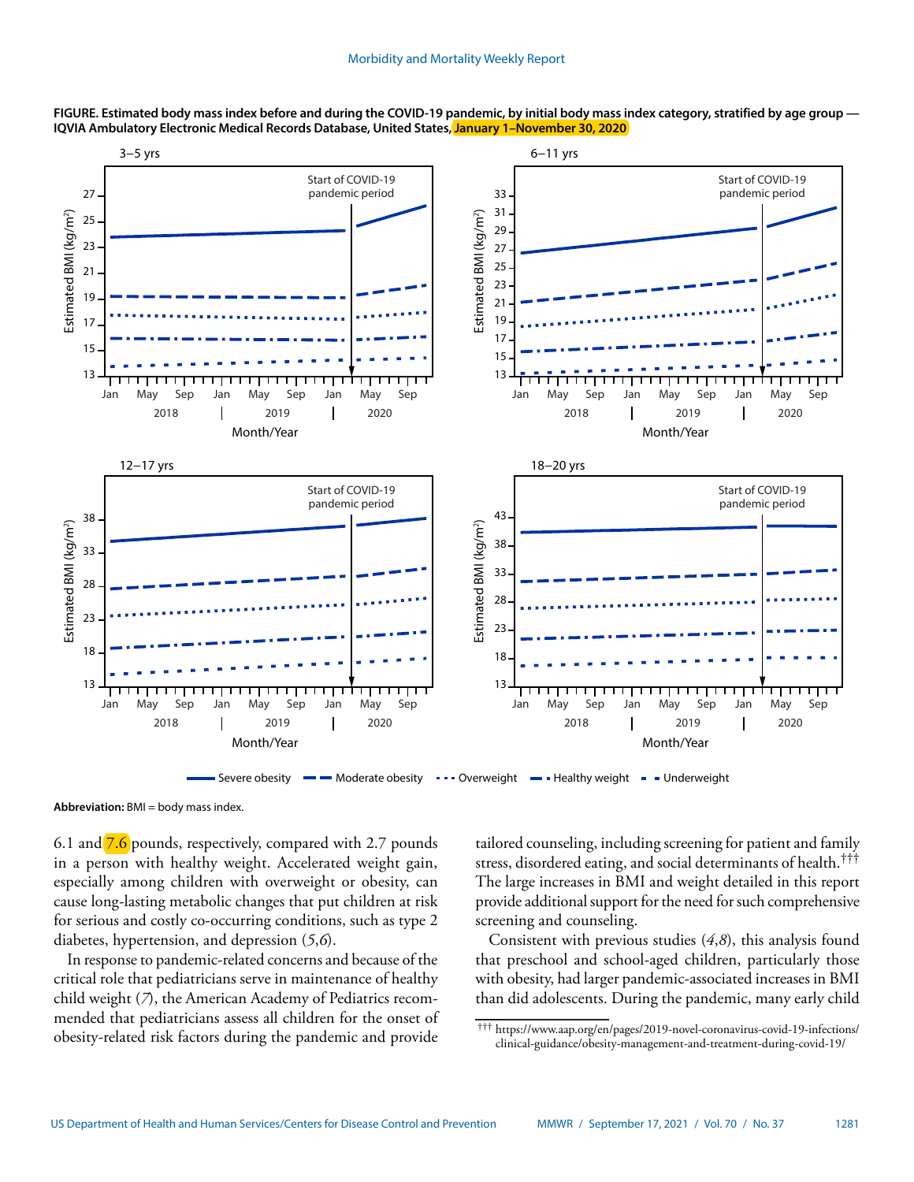**FIGURE. Estimated body mass index before and during the COVID-19 pandemic, by initial body mass index category, stratified by age group — IQVIA Ambulatory Electronic Medical Records Database, United States, January 1–November 30, 2020**

**Abbreviation:** BMI = body mass index.

6.1 and 7.6 pounds, respectively, compared with 2.7 pounds in a person with healthy weight. Accelerated weight gain, especially among children with overweight or obesity, can cause long-lasting metabolic changes that put children at risk for serious and costly co-occurring conditions, such as type 2 diabetes, hypertension, and depression (*5*,*6*).

In response to pandemic-related concerns and because of the critical role that pediatricians serve in maintenance of healthy child weight (*7*), the American Academy of Pediatrics recommended that pediatricians assess all children for the onset of obesity-related risk factors during the pandemic and provide tailored counseling, including screening for patient and family stress, disordered eating, and social determinants of health.[†††] The large increases in BMI and weight detailed in this report provide additional support for the need for such comprehensive screening and counseling.

Consistent with previous studies (*4*,*8*), this analysis found that preschool and school-aged children, particularly those with obesity, had larger pandemic-associated increases in BMI than did adolescents. During the pandemic, many early child

[†††] https://www.aap.org/en/pages/2019-novel-coronavirus-covid-19-infections/clinical-guidance/obesity-management-and-treatment-during-covid-19/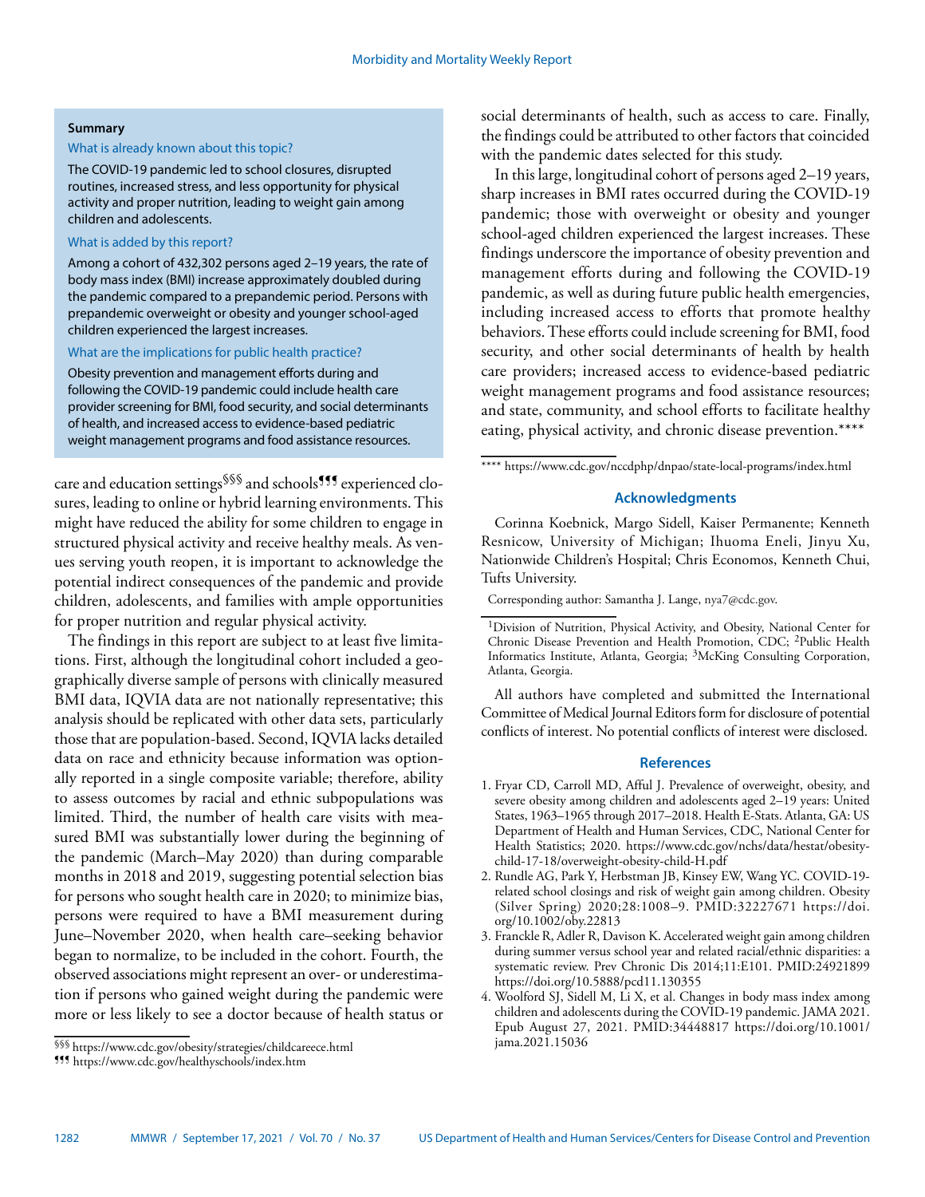**Summary**

What is already known about this topic?

The COVID-19 pandemic led to school closures, disrupted routines, increased stress, and less opportunity for physical activity and proper nutrition, leading to weight gain among children and adolescents.

What is added by this report?

Among a cohort of 432,302 persons aged 2–19 years, the rate of body mass index (BMI) increase approximately doubled during the pandemic compared to a prepandemic period. Persons with prepandemic overweight or obesity and younger school-aged children experienced the largest increases.

What are the implications for public health practice?

Obesity prevention and management efforts during and following the COVID-19 pandemic could include health care provider screening for BMI, food security, and social determinants of health, and increased access to evidence-based pediatric weight management programs and food assistance resources.

care and education settings[§§§] and schools[¶¶¶] experienced closures, leading to online or hybrid learning environments. This might have reduced the ability for some children to engage in structured physical activity and receive healthy meals. As venues serving youth reopen, it is important to acknowledge the potential indirect consequences of the pandemic and provide children, adolescents, and families with ample opportunities for proper nutrition and regular physical activity.

The findings in this report are subject to at least five limitations. First, although the longitudinal cohort included a geographically diverse sample of persons with clinically measured BMI data, IQVIA data are not nationally representative; this analysis should be replicated with other data sets, particularly those that are population-based. Second, IQVIA lacks detailed data on race and ethnicity because information was optionally reported in a single composite variable; therefore, ability to assess outcomes by racial and ethnic subpopulations was limited. Third, the number of health care visits with measured BMI was substantially lower during the beginning of the pandemic (March–May 2020) than during comparable months in 2018 and 2019, suggesting potential selection bias for persons who sought health care in 2020; to minimize bias, persons were required to have a BMI measurement during June–November 2020, when health care–seeking behavior began to normalize, to be included in the cohort. Fourth, the observed associations might represent an over- or underestimation if persons who gained weight during the pandemic were more or less likely to see a doctor because of health status or social determinants of health, such as access to care. Finally, the findings could be attributed to other factors that coincided with the pandemic dates selected for this study.

In this large, longitudinal cohort of persons aged 2–19 years, sharp increases in BMI rates occurred during the COVID-19 pandemic; those with overweight or obesity and younger school-aged children experienced the largest increases. These findings underscore the importance of obesity prevention and management efforts during and following the COVID-19 pandemic, as well as during future public health emergencies, including increased access to efforts that promote healthy behaviors. These efforts could include screening for BMI, food security, and other social determinants of health by health care providers; increased access to evidence-based pediatric weight management programs and food assistance resources; and state, community, and school efforts to facilitate healthy eating, physical activity, and chronic disease prevention.[****]

§§§ https://www.cdc.gov/obesity/strategies/childcareece.html

¶¶¶ https://www.cdc.gov/healthyschools/index.htm

**** https://www.cdc.gov/nccdphp/dnpao/state-local-programs/index.html

## Acknowledgments

Corinna Koebnick, Margo Sidell, Kaiser Permanente; Kenneth Resnicow, University of Michigan; Ihuoma Eneli, Jinyu Xu, Nationwide Children's Hospital; Chris Economos, Kenneth Chui, Tufts University.

Corresponding author: Samantha J. Lange, nya7@cdc.gov.

[1]Division of Nutrition, Physical Activity, and Obesity, National Center for Chronic Disease Prevention and Health Promotion, CDC; [2]Public Health Informatics Institute, Atlanta, Georgia; [3]McKing Consulting Corporation, Atlanta, Georgia.

All authors have completed and submitted the International Committee of Medical Journal Editors form for disclosure of potential conflicts of interest. No potential conflicts of interest were disclosed.

## References

1. Fryar CD, Carroll MD, Afful J. Prevalence of overweight, obesity, and severe obesity among children and adolescents aged 2–19 years: United States, 1963–1965 through 2017–2018. Health E-Stats. Atlanta, GA: US Department of Health and Human Services, CDC, National Center for Health Statistics; 2020. https://www.cdc.gov/nchs/data/hestat/obesity-child-17-18/overweight-obesity-child-H.pdf
2. Rundle AG, Park Y, Herbstman JB, Kinsey EW, Wang YC. COVID-19-related school closings and risk of weight gain among children. Obesity (Silver Spring) 2020;28:1008–9. PMID:32227671 https://doi.org/10.1002/oby.22813
3. Franckle R, Adler R, Davison K. Accelerated weight gain among children during summer versus school year and related racial/ethnic disparities: a systematic review. Prev Chronic Dis 2014;11:E101. PMID:24921899 https://doi.org/10.5888/pcd11.130355
4. Woolford SJ, Sidell M, Li X, et al. Changes in body mass index among children and adolescents during the COVID-19 pandemic. JAMA 2021. Epub August 27, 2021. PMID:34448817 https://doi.org/10.1001/jama.2021.15036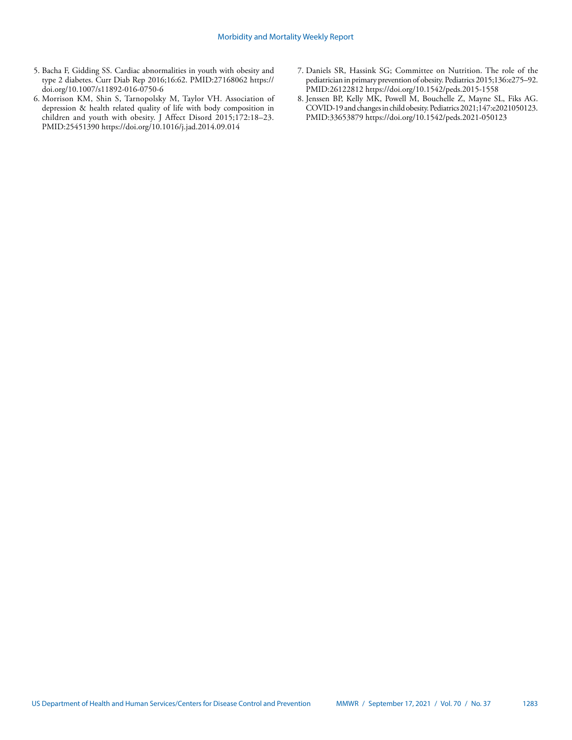5. Bacha F, Gidding SS. Cardiac abnormalities in youth with obesity and type 2 diabetes. Curr Diab Rep 2016;16:62. PMID:27168062 https://doi.org/10.1007/s11892-016-0750-6
6. Morrison KM, Shin S, Tarnopolsky M, Taylor VH. Association of depression & health related quality of life with body composition in children and youth with obesity. J Affect Disord 2015;172:18–23. PMID:25451390 https://doi.org/10.1016/j.jad.2014.09.014
7. Daniels SR, Hassink SG; Committee on Nutrition. The role of the pediatrician in primary prevention of obesity. Pediatrics 2015;136:e275–92. PMID:26122812 https://doi.org/10.1542/peds.2015-1558
8. Jenssen BP, Kelly MK, Powell M, Bouchelle Z, Mayne SL, Fiks AG. COVID-19 and changes in child obesity. Pediatrics 2021;147:e2021050123. PMID:33653879 https://doi.org/10.1542/peds.2021-050123